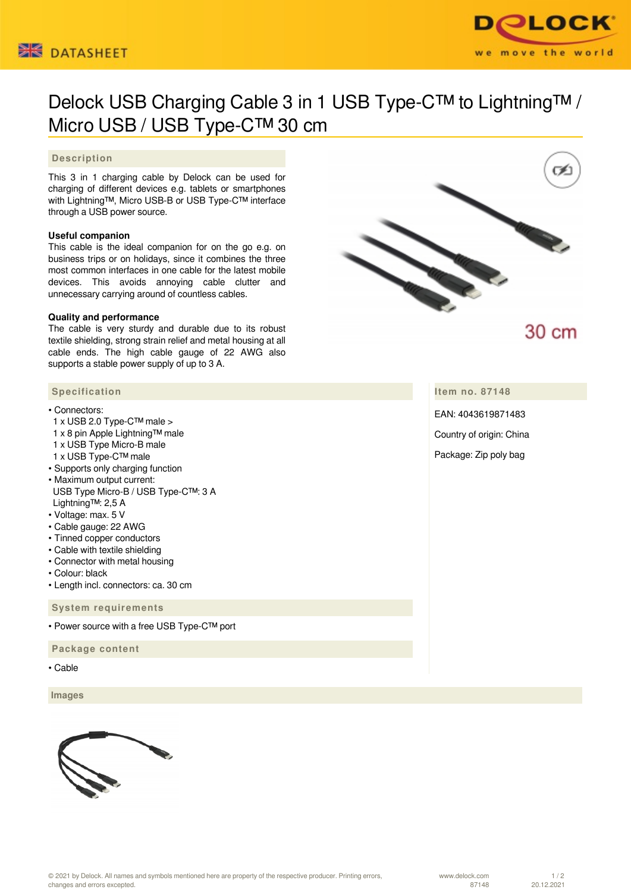DATASHEET

# Delock USB Charging Cable 3 in 1 USB Type-C™ to Lightning™ / Micro USB / USB Type-C™ 30 cm

## Description

This 3 in 1 charging cable by Delock can be used for charging of different devices e.g. tablets or smartphones with Lightning™, Micro USB-B or USB Type-C™ interface through a USB power source.

**Useful companion**
This cable is the ideal companion for on the go e.g. on business trips or on holidays, since it combines the three most common interfaces in one cable for the latest mobile devices. This avoids annoying cable clutter and unnecessary carrying around of countless cables.

**Quality and performance**
The cable is very sturdy and durable due to its robust textile shielding, strong strain relief and metal housing at all cable ends. The high cable gauge of 22 AWG also supports a stable power supply of up to 3 A.

30 cm

## Specification

- Connectors:
  1 x USB 2.0 Type-C™ male >
  1 x 8 pin Apple Lightning™ male
  1 x USB Type Micro-B male
  1 x USB Type-C™ male
- Supports only charging function
- Maximum output current:
  USB Type Micro-B / USB Type-C™: 3 A
  Lightning™: 2,5 A
- Voltage: max. 5 V
- Cable gauge: 22 AWG
- Tinned copper conductors
- Cable with textile shielding
- Connector with metal housing
- Colour: black
- Length incl. connectors: ca. 30 cm

## Item no. 87148

EAN: 4043619871483

Country of origin: China

Package: Zip poly bag

## System requirements

- Power source with a free USB Type-C™ port

## Package content

- Cable

## Images

© 2021 by Delock. All names and symbols mentioned here are property of the respective producer. Printing errors, changes and errors excepted.

www.delock.com 87148 20.12.2021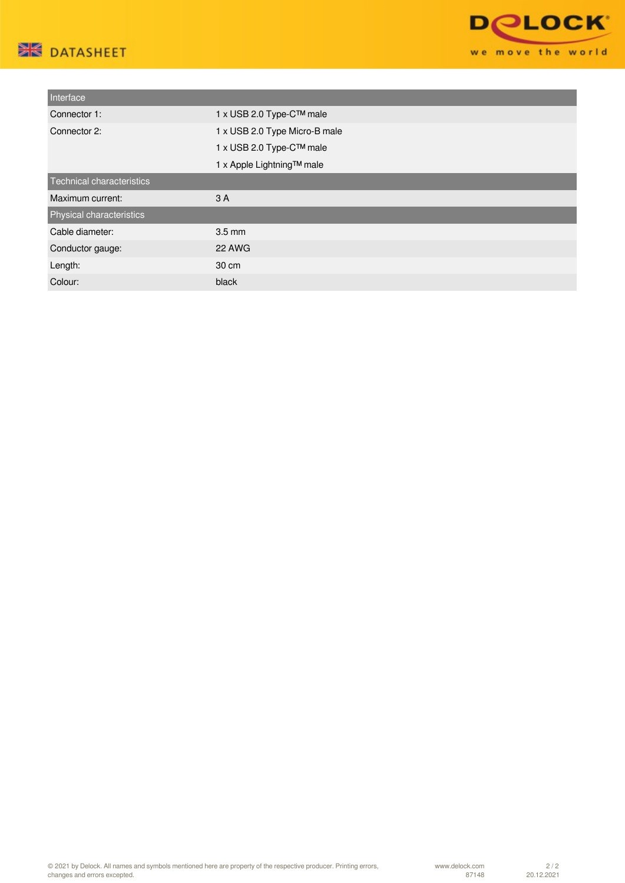| | |
|---|---|
| **Interface** | |
| Connector 1: | 1 x USB 2.0 Type-C™ male |
| Connector 2: | 1 x USB 2.0 Type Micro-B male |
| | 1 x USB 2.0 Type-C™ male |
| | 1 x Apple Lightning™ male |
| **Technical characteristics** | |
| Maximum current: | 3 A |
| **Physical characteristics** | |
| Cable diameter: | 3.5 mm |
| Conductor gauge: | 22 AWG |
| Length: | 30 cm |
| Colour: | black |

© 2021 by Delock. All names and symbols mentioned here are property of the respective producer. Printing errors, changes and errors excepted.

www.delock.com
87148
20.12.2021